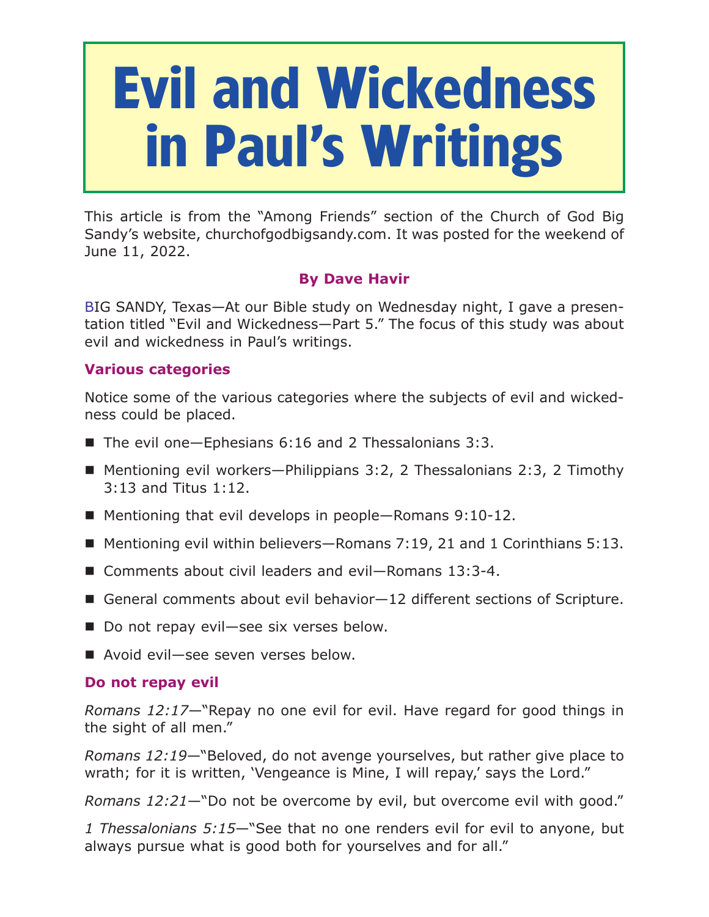# Evil and Wickedness in Paul's Writings

This article is from the "Among Friends" section of the Church of God Big Sandy's website, churchofgodbigsandy.com. It was posted for the weekend of June 11, 2022.

**By Dave Havir**

BIG SANDY, Texas—At our Bible study on Wednesday night, I gave a presentation titled "Evil and Wickedness—Part 5." The focus of this study was about evil and wickedness in Paul's writings.

### Various categories

Notice some of the various categories where the subjects of evil and wickedness could be placed.

- The evil one—Ephesians 6:16 and 2 Thessalonians 3:3.
- Mentioning evil workers—Philippians 3:2, 2 Thessalonians 2:3, 2 Timothy 3:13 and Titus 1:12.
- Mentioning that evil develops in people—Romans 9:10-12.
- Mentioning evil within believers—Romans 7:19, 21 and 1 Corinthians 5:13.
- Comments about civil leaders and evil—Romans 13:3-4.
- General comments about evil behavior—12 different sections of Scripture.
- Do not repay evil—see six verses below.
- Avoid evil—see seven verses below.

### Do not repay evil

*Romans 12:17*—"Repay no one evil for evil. Have regard for good things in the sight of all men."

*Romans 12:19*—"Beloved, do not avenge yourselves, but rather give place to wrath; for it is written, 'Vengeance is Mine, I will repay,' says the Lord."

*Romans 12:21*—"Do not be overcome by evil, but overcome evil with good."

*1 Thessalonians 5:15*—"See that no one renders evil for evil to anyone, but always pursue what is good both for yourselves and for all."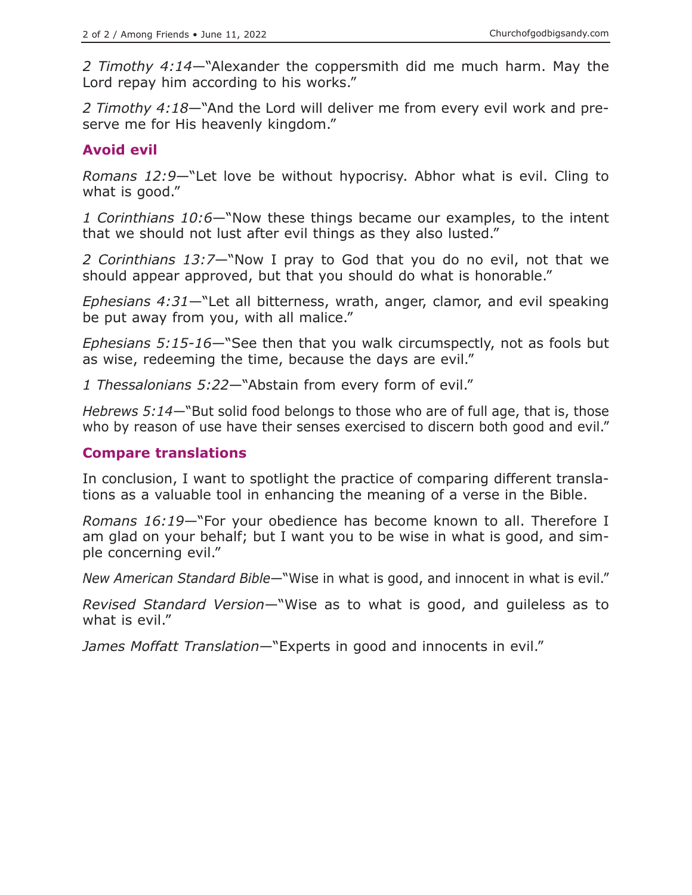*2 Timothy 4:14*—"Alexander the coppersmith did me much harm. May the Lord repay him according to his works."

*2 Timothy 4:18*—"And the Lord will deliver me from every evil work and preserve me for His heavenly kingdom."

## Avoid evil

*Romans 12:9*—"Let love be without hypocrisy. Abhor what is evil. Cling to what is good."

*1 Corinthians 10:6*—"Now these things became our examples, to the intent that we should not lust after evil things as they also lusted."

*2 Corinthians 13:7*—"Now I pray to God that you do no evil, not that we should appear approved, but that you should do what is honorable."

*Ephesians 4:31*—"Let all bitterness, wrath, anger, clamor, and evil speaking be put away from you, with all malice."

*Ephesians 5:15-16*—"See then that you walk circumspectly, not as fools but as wise, redeeming the time, because the days are evil."

*1 Thessalonians 5:22*—"Abstain from every form of evil."

*Hebrews 5:14*—"But solid food belongs to those who are of full age, that is, those who by reason of use have their senses exercised to discern both good and evil."

## Compare translations

In conclusion, I want to spotlight the practice of comparing different translations as a valuable tool in enhancing the meaning of a verse in the Bible.

*Romans 16:19*—"For your obedience has become known to all. Therefore I am glad on your behalf; but I want you to be wise in what is good, and simple concerning evil."

*New American Standard Bible*—"Wise in what is good, and innocent in what is evil."

*Revised Standard Version*—"Wise as to what is good, and guileless as to what is evil."

*James Moffatt Translation*—"Experts in good and innocents in evil."